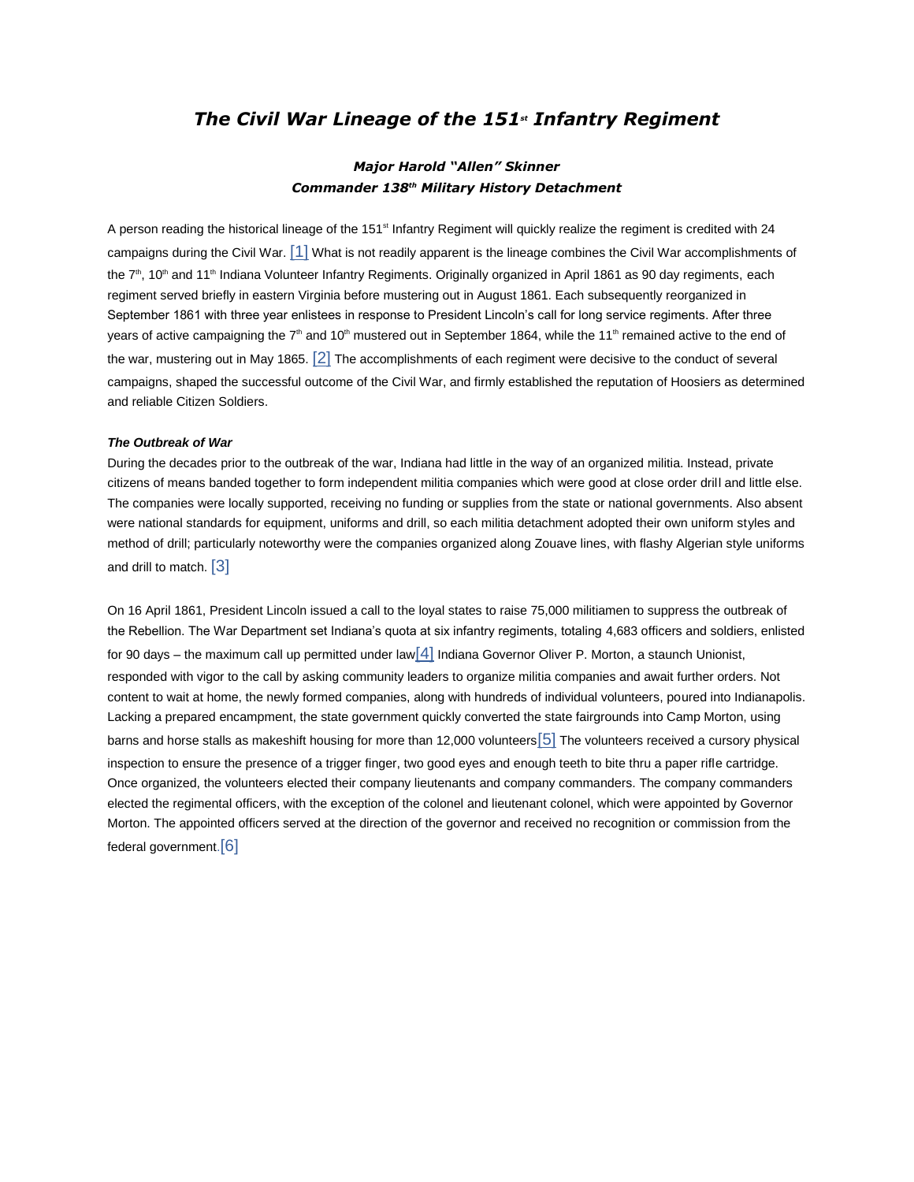# *The Civil War Lineage of the 151st Infantry Regiment*

***Major Harold "Allen" Skinner***
***Commander 138th Military History Detachment***

A person reading the historical lineage of the 151st Infantry Regiment will quickly realize the regiment is credited with 24 campaigns during the Civil War. [1] What is not readily apparent is the lineage combines the Civil War accomplishments of the 7th, 10th and 11th Indiana Volunteer Infantry Regiments. Originally organized in April 1861 as 90 day regiments, each regiment served briefly in eastern Virginia before mustering out in August 1861. Each subsequently reorganized in September 1861 with three year enlistees in response to President Lincoln's call for long service regiments. After three years of active campaigning the 7th and 10th mustered out in September 1864, while the 11th remained active to the end of the war, mustering out in May 1865. [2] The accomplishments of each regiment were decisive to the conduct of several campaigns, shaped the successful outcome of the Civil War, and firmly established the reputation of Hoosiers as determined and reliable Citizen Soldiers.

***The Outbreak of War***

During the decades prior to the outbreak of the war, Indiana had little in the way of an organized militia. Instead, private citizens of means banded together to form independent militia companies which were good at close order drill and little else. The companies were locally supported, receiving no funding or supplies from the state or national governments. Also absent were national standards for equipment, uniforms and drill, so each militia detachment adopted their own uniform styles and method of drill; particularly noteworthy were the companies organized along Zouave lines, with flashy Algerian style uniforms and drill to match. [3]

On 16 April 1861, President Lincoln issued a call to the loyal states to raise 75,000 militiamen to suppress the outbreak of the Rebellion. The War Department set Indiana's quota at six infantry regiments, totaling 4,683 officers and soldiers, enlisted for 90 days – the maximum call up permitted under law[4] Indiana Governor Oliver P. Morton, a staunch Unionist, responded with vigor to the call by asking community leaders to organize militia companies and await further orders. Not content to wait at home, the newly formed companies, along with hundreds of individual volunteers, poured into Indianapolis. Lacking a prepared encampment, the state government quickly converted the state fairgrounds into Camp Morton, using barns and horse stalls as makeshift housing for more than 12,000 volunteers[5] The volunteers received a cursory physical inspection to ensure the presence of a trigger finger, two good eyes and enough teeth to bite thru a paper rifle cartridge. Once organized, the volunteers elected their company lieutenants and company commanders. The company commanders elected the regimental officers, with the exception of the colonel and lieutenant colonel, which were appointed by Governor Morton. The appointed officers served at the direction of the governor and received no recognition or commission from the federal government.[6]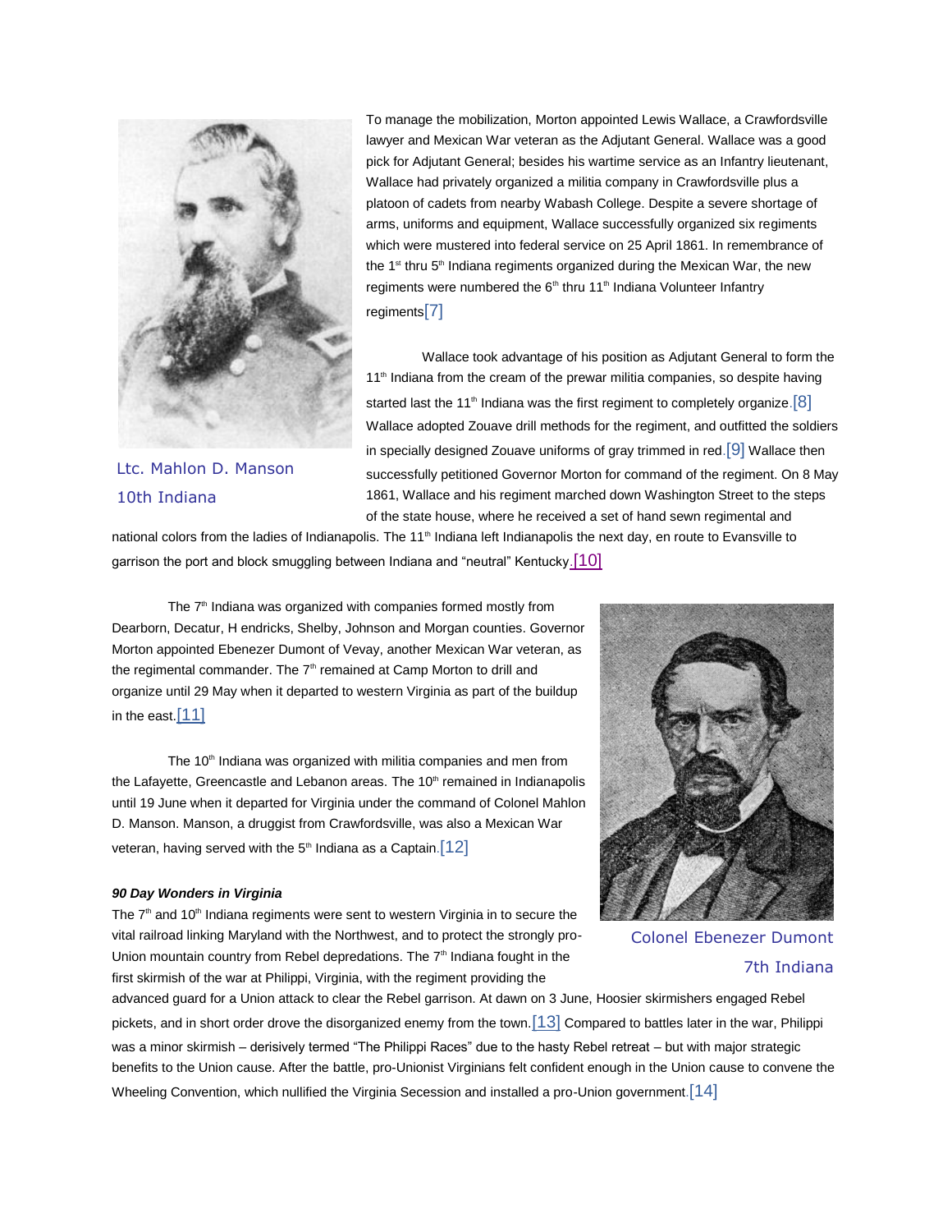Ltc. Mahlon D. Manson
10th Indiana

To manage the mobilization, Morton appointed Lewis Wallace, a Crawfordsville lawyer and Mexican War veteran as the Adjutant General. Wallace was a good pick for Adjutant General; besides his wartime service as an Infantry lieutenant, Wallace had privately organized a militia company in Crawfordsville plus a platoon of cadets from nearby Wabash College. Despite a severe shortage of arms, uniforms and equipment, Wallace successfully organized six regiments which were mustered into federal service on 25 April 1861. In remembrance of the 1st thru 5th Indiana regiments organized during the Mexican War, the new regiments were numbered the 6th thru 11th Indiana Volunteer Infantry regiments[7]

Wallace took advantage of his position as Adjutant General to form the 11th Indiana from the cream of the prewar militia companies, so despite having started last the 11th Indiana was the first regiment to completely organize.[8] Wallace adopted Zouave drill methods for the regiment, and outfitted the soldiers in specially designed Zouave uniforms of gray trimmed in red.[9] Wallace then successfully petitioned Governor Morton for command of the regiment. On 8 May 1861, Wallace and his regiment marched down Washington Street to the steps of the state house, where he received a set of hand sewn regimental and national colors from the ladies of Indianapolis. The 11th Indiana left Indianapolis the next day, en route to Evansville to garrison the port and block smuggling between Indiana and "neutral" Kentucky.[10]

The 7th Indiana was organized with companies formed mostly from Dearborn, Decatur, H endricks, Shelby, Johnson and Morgan counties. Governor Morton appointed Ebenezer Dumont of Vevay, another Mexican War veteran, as the regimental commander. The 7th remained at Camp Morton to drill and organize until 29 May when it departed to western Virginia as part of the buildup in the east.[11]

The 10th Indiana was organized with militia companies and men from the Lafayette, Greencastle and Lebanon areas. The 10th remained in Indianapolis until 19 June when it departed for Virginia under the command of Colonel Mahlon D. Manson. Manson, a druggist from Crawfordsville, was also a Mexican War veteran, having served with the 5th Indiana as a Captain.[12]

Colonel Ebenezer Dumont
7th Indiana

***90 Day Wonders in Virginia***

The 7th and 10th Indiana regiments were sent to western Virginia in to secure the vital railroad linking Maryland with the Northwest, and to protect the strongly pro-Union mountain country from Rebel depredations. The 7th Indiana fought in the first skirmish of the war at Philippi, Virginia, with the regiment providing the advanced guard for a Union attack to clear the Rebel garrison. At dawn on 3 June, Hoosier skirmishers engaged Rebel pickets, and in short order drove the disorganized enemy from the town.[13] Compared to battles later in the war, Philippi was a minor skirmish – derisively termed "The Philippi Races" due to the hasty Rebel retreat – but with major strategic benefits to the Union cause. After the battle, pro-Unionist Virginians felt confident enough in the Union cause to convene the Wheeling Convention, which nullified the Virginia Secession and installed a pro-Union government.[14]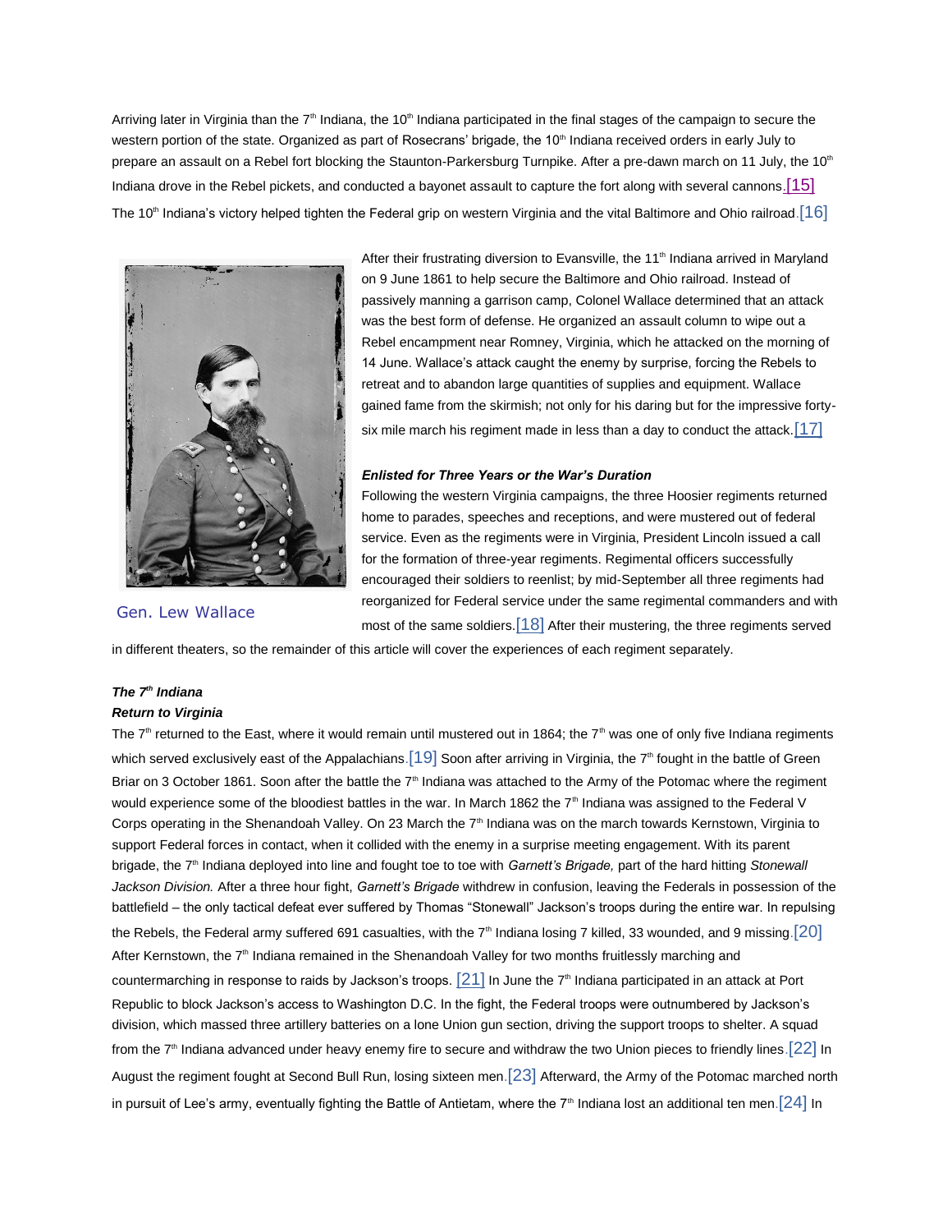Arriving later in Virginia than the 7th Indiana, the 10th Indiana participated in the final stages of the campaign to secure the western portion of the state. Organized as part of Rosecrans' brigade, the 10th Indiana received orders in early July to prepare an assault on a Rebel fort blocking the Staunton-Parkersburg Turnpike. After a pre-dawn march on 11 July, the 10th Indiana drove in the Rebel pickets, and conducted a bayonet assault to capture the fort along with several cannons.[15] The 10th Indiana's victory helped tighten the Federal grip on western Virginia and the vital Baltimore and Ohio railroad.[16]

Gen. Lew Wallace

After their frustrating diversion to Evansville, the 11th Indiana arrived in Maryland on 9 June 1861 to help secure the Baltimore and Ohio railroad. Instead of passively manning a garrison camp, Colonel Wallace determined that an attack was the best form of defense. He organized an assault column to wipe out a Rebel encampment near Romney, Virginia, which he attacked on the morning of 14 June. Wallace's attack caught the enemy by surprise, forcing the Rebels to retreat and to abandon large quantities of supplies and equipment. Wallace gained fame from the skirmish; not only for his daring but for the impressive forty-six mile march his regiment made in less than a day to conduct the attack.[17]

***Enlisted for Three Years or the War's Duration***

Following the western Virginia campaigns, the three Hoosier regiments returned home to parades, speeches and receptions, and were mustered out of federal service. Even as the regiments were in Virginia, President Lincoln issued a call for the formation of three-year regiments. Regimental officers successfully encouraged their soldiers to reenlist; by mid-September all three regiments had reorganized for Federal service under the same regimental commanders and with most of the same soldiers.[18] After their mustering, the three regiments served in different theaters, so the remainder of this article will cover the experiences of each regiment separately.

***The 7th Indiana***

***Return to Virginia***

The 7th returned to the East, where it would remain until mustered out in 1864; the 7th was one of only five Indiana regiments which served exclusively east of the Appalachians.[19] Soon after arriving in Virginia, the 7th fought in the battle of Green Briar on 3 October 1861. Soon after the battle the 7th Indiana was attached to the Army of the Potomac where the regiment would experience some of the bloodiest battles in the war. In March 1862 the 7th Indiana was assigned to the Federal V Corps operating in the Shenandoah Valley. On 23 March the 7th Indiana was on the march towards Kernstown, Virginia to support Federal forces in contact, when it collided with the enemy in a surprise meeting engagement. With its parent brigade, the 7th Indiana deployed into line and fought toe to toe with *Garnett's Brigade,* part of the hard hitting *Stonewall Jackson Division.* After a three hour fight, *Garnett's Brigade* withdrew in confusion, leaving the Federals in possession of the battlefield – the only tactical defeat ever suffered by Thomas "Stonewall" Jackson's troops during the entire war. In repulsing the Rebels, the Federal army suffered 691 casualties, with the 7th Indiana losing 7 killed, 33 wounded, and 9 missing.[20] After Kernstown, the 7th Indiana remained in the Shenandoah Valley for two months fruitlessly marching and countermarching in response to raids by Jackson's troops. [21] In June the 7th Indiana participated in an attack at Port Republic to block Jackson's access to Washington D.C. In the fight, the Federal troops were outnumbered by Jackson's division, which massed three artillery batteries on a lone Union gun section, driving the support troops to shelter. A squad from the 7th Indiana advanced under heavy enemy fire to secure and withdraw the two Union pieces to friendly lines.[22] In August the regiment fought at Second Bull Run, losing sixteen men.[23] Afterward, the Army of the Potomac marched north in pursuit of Lee's army, eventually fighting the Battle of Antietam, where the 7th Indiana lost an additional ten men.[24] In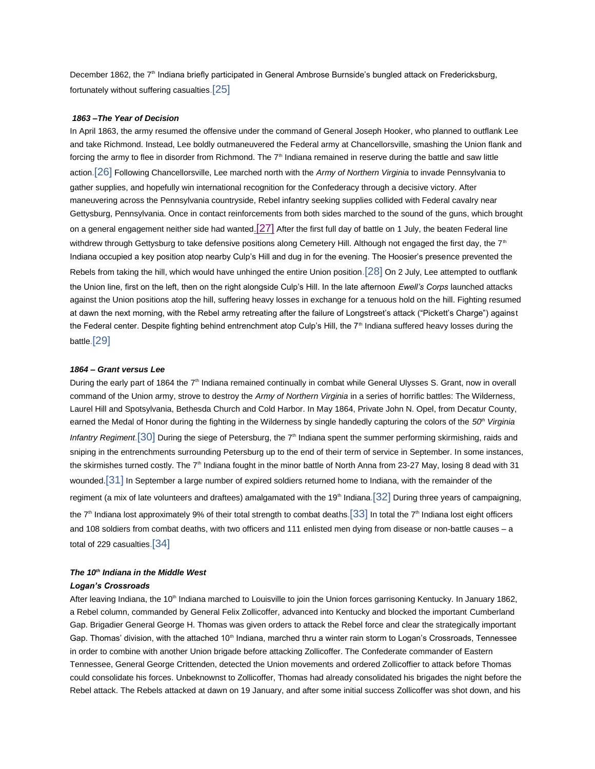December 1862, the 7th Indiana briefly participated in General Ambrose Burnside's bungled attack on Fredericksburg, fortunately without suffering casualties.[25]

***1863 –The Year of Decision***

In April 1863, the army resumed the offensive under the command of General Joseph Hooker, who planned to outflank Lee and take Richmond. Instead, Lee boldly outmaneuvered the Federal army at Chancellorsville, smashing the Union flank and forcing the army to flee in disorder from Richmond. The 7th Indiana remained in reserve during the battle and saw little action.[26] Following Chancellorsville, Lee marched north with the *Army of Northern Virginia* to invade Pennsylvania to gather supplies, and hopefully win international recognition for the Confederacy through a decisive victory. After maneuvering across the Pennsylvania countryside, Rebel infantry seeking supplies collided with Federal cavalry near Gettysburg, Pennsylvania. Once in contact reinforcements from both sides marched to the sound of the guns, which brought on a general engagement neither side had wanted.[27] After the first full day of battle on 1 July, the beaten Federal line withdrew through Gettysburg to take defensive positions along Cemetery Hill. Although not engaged the first day, the 7th Indiana occupied a key position atop nearby Culp's Hill and dug in for the evening. The Hoosier's presence prevented the Rebels from taking the hill, which would have unhinged the entire Union position.[28] On 2 July, Lee attempted to outflank the Union line, first on the left, then on the right alongside Culp's Hill. In the late afternoon *Ewell's Corps* launched attacks against the Union positions atop the hill, suffering heavy losses in exchange for a tenuous hold on the hill. Fighting resumed at dawn the next morning, with the Rebel army retreating after the failure of Longstreet's attack ("Pickett's Charge") against the Federal center. Despite fighting behind entrenchment atop Culp's Hill, the 7th Indiana suffered heavy losses during the battle.[29]

***1864 – Grant versus Lee***

During the early part of 1864 the 7th Indiana remained continually in combat while General Ulysses S. Grant, now in overall command of the Union army, strove to destroy the *Army of Northern Virginia* in a series of horrific battles: The Wilderness, Laurel Hill and Spotsylvania, Bethesda Church and Cold Harbor. In May 1864, Private John N. Opel, from Decatur County, earned the Medal of Honor during the fighting in the Wilderness by single handedly capturing the colors of the *50th Virginia Infantry Regiment*.[30] During the siege of Petersburg, the 7th Indiana spent the summer performing skirmishing, raids and sniping in the entrenchments surrounding Petersburg up to the end of their term of service in September. In some instances, the skirmishes turned costly. The 7th Indiana fought in the minor battle of North Anna from 23-27 May, losing 8 dead with 31 wounded.[31] In September a large number of expired soldiers returned home to Indiana, with the remainder of the regiment (a mix of late volunteers and draftees) amalgamated with the 19th Indiana.[32] During three years of campaigning, the 7th Indiana lost approximately 9% of their total strength to combat deaths.[33] In total the 7th Indiana lost eight officers and 108 soldiers from combat deaths, with two officers and 111 enlisted men dying from disease or non-battle causes – a total of 229 casualties.[34]

***The 10th Indiana in the Middle West***

***Logan's Crossroads***

After leaving Indiana, the 10th Indiana marched to Louisville to join the Union forces garrisoning Kentucky. In January 1862, a Rebel column, commanded by General Felix Zollicoffer, advanced into Kentucky and blocked the important Cumberland Gap. Brigadier General George H. Thomas was given orders to attack the Rebel force and clear the strategically important Gap. Thomas' division, with the attached 10th Indiana, marched thru a winter rain storm to Logan's Crossroads, Tennessee in order to combine with another Union brigade before attacking Zollicoffer. The Confederate commander of Eastern Tennessee, General George Crittenden, detected the Union movements and ordered Zollicoffier to attack before Thomas could consolidate his forces. Unbeknownst to Zollicoffer, Thomas had already consolidated his brigades the night before the Rebel attack. The Rebels attacked at dawn on 19 January, and after some initial success Zollicoffer was shot down, and his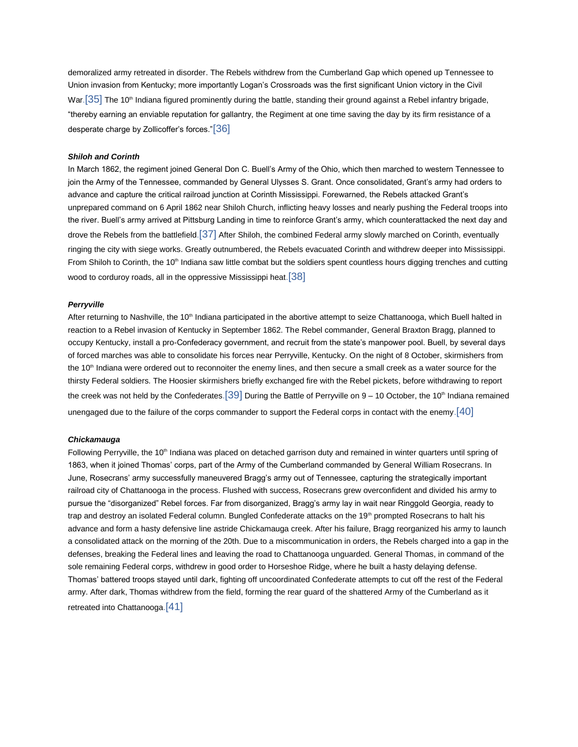demoralized army retreated in disorder. The Rebels withdrew from the Cumberland Gap which opened up Tennessee to Union invasion from Kentucky; more importantly Logan's Crossroads was the first significant Union victory in the Civil War.[35] The 10th Indiana figured prominently during the battle, standing their ground against a Rebel infantry brigade, "thereby earning an enviable reputation for gallantry, the Regiment at one time saving the day by its firm resistance of a desperate charge by Zollicoffer's forces."[36]

***Shiloh and Corinth***

In March 1862, the regiment joined General Don C. Buell's Army of the Ohio, which then marched to western Tennessee to join the Army of the Tennessee, commanded by General Ulysses S. Grant. Once consolidated, Grant's army had orders to advance and capture the critical railroad junction at Corinth Mississippi. Forewarned, the Rebels attacked Grant's unprepared command on 6 April 1862 near Shiloh Church, inflicting heavy losses and nearly pushing the Federal troops into the river. Buell's army arrived at Pittsburg Landing in time to reinforce Grant's army, which counterattacked the next day and drove the Rebels from the battlefield.[37] After Shiloh, the combined Federal army slowly marched on Corinth, eventually ringing the city with siege works. Greatly outnumbered, the Rebels evacuated Corinth and withdrew deeper into Mississippi. From Shiloh to Corinth, the 10th Indiana saw little combat but the soldiers spent countless hours digging trenches and cutting wood to corduroy roads, all in the oppressive Mississippi heat.[38]

***Perryville***

After returning to Nashville, the 10th Indiana participated in the abortive attempt to seize Chattanooga, which Buell halted in reaction to a Rebel invasion of Kentucky in September 1862. The Rebel commander, General Braxton Bragg, planned to occupy Kentucky, install a pro-Confederacy government, and recruit from the state's manpower pool. Buell, by several days of forced marches was able to consolidate his forces near Perryville, Kentucky. On the night of 8 October, skirmishers from the 10th Indiana were ordered out to reconnoiter the enemy lines, and then secure a small creek as a water source for the thirsty Federal soldiers. The Hoosier skirmishers briefly exchanged fire with the Rebel pickets, before withdrawing to report the creek was not held by the Confederates.[39] During the Battle of Perryville on 9 – 10 October, the 10th Indiana remained unengaged due to the failure of the corps commander to support the Federal corps in contact with the enemy.[40]

***Chickamauga***

Following Perryville, the 10th Indiana was placed on detached garrison duty and remained in winter quarters until spring of 1863, when it joined Thomas' corps, part of the Army of the Cumberland commanded by General William Rosecrans. In June, Rosecrans' army successfully maneuvered Bragg's army out of Tennessee, capturing the strategically important railroad city of Chattanooga in the process. Flushed with success, Rosecrans grew overconfident and divided his army to pursue the "disorganized" Rebel forces. Far from disorganized, Bragg's army lay in wait near Ringgold Georgia, ready to trap and destroy an isolated Federal column. Bungled Confederate attacks on the 19th prompted Rosecrans to halt his advance and form a hasty defensive line astride Chickamauga creek. After his failure, Bragg reorganized his army to launch a consolidated attack on the morning of the 20th. Due to a miscommunication in orders, the Rebels charged into a gap in the defenses, breaking the Federal lines and leaving the road to Chattanooga unguarded. General Thomas, in command of the sole remaining Federal corps, withdrew in good order to Horseshoe Ridge, where he built a hasty delaying defense. Thomas' battered troops stayed until dark, fighting off uncoordinated Confederate attempts to cut off the rest of the Federal army. After dark, Thomas withdrew from the field, forming the rear guard of the shattered Army of the Cumberland as it retreated into Chattanooga.[41]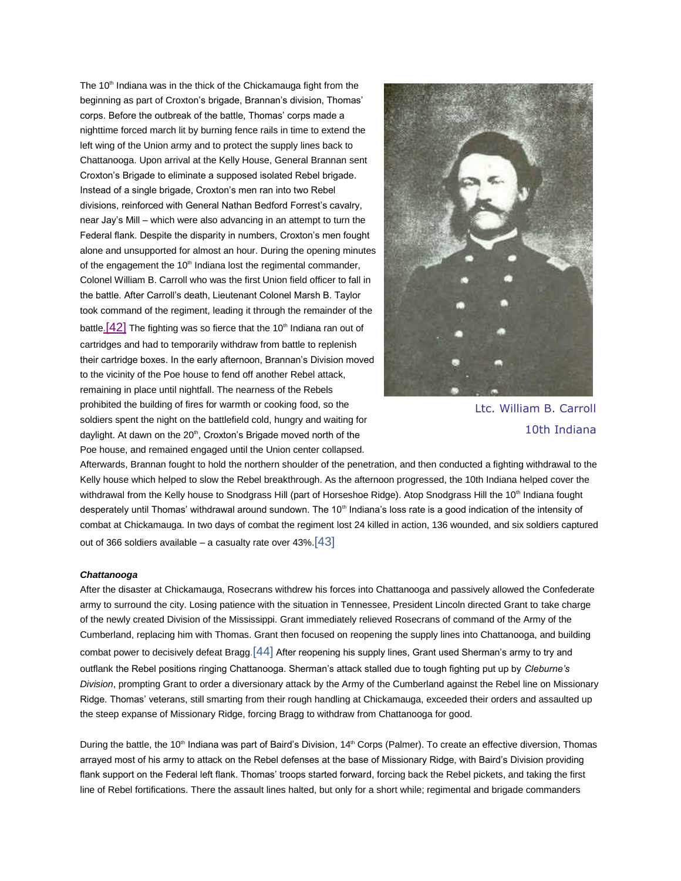The 10th Indiana was in the thick of the Chickamauga fight from the beginning as part of Croxton's brigade, Brannan's division, Thomas' corps. Before the outbreak of the battle, Thomas' corps made a nighttime forced march lit by burning fence rails in time to extend the left wing of the Union army and to protect the supply lines back to Chattanooga. Upon arrival at the Kelly House, General Brannan sent Croxton's Brigade to eliminate a supposed isolated Rebel brigade. Instead of a single brigade, Croxton's men ran into two Rebel divisions, reinforced with General Nathan Bedford Forrest's cavalry, near Jay's Mill – which were also advancing in an attempt to turn the Federal flank. Despite the disparity in numbers, Croxton's men fought alone and unsupported for almost an hour. During the opening minutes of the engagement the 10th Indiana lost the regimental commander, Colonel William B. Carroll who was the first Union field officer to fall in the battle. After Carroll's death, Lieutenant Colonel Marsh B. Taylor took command of the regiment, leading it through the remainder of the battle.[42] The fighting was so fierce that the 10th Indiana ran out of cartridges and had to temporarily withdraw from battle to replenish their cartridge boxes. In the early afternoon, Brannan's Division moved to the vicinity of the Poe house to fend off another Rebel attack, remaining in place until nightfall. The nearness of the Rebels prohibited the building of fires for warmth or cooking food, so the soldiers spent the night on the battlefield cold, hungry and waiting for daylight. At dawn on the 20th, Croxton's Brigade moved north of the Poe house, and remained engaged until the Union center collapsed. Afterwards, Brannan fought to hold the northern shoulder of the penetration, and then conducted a fighting withdrawal to the Kelly house which helped to slow the Rebel breakthrough. As the afternoon progressed, the 10th Indiana helped cover the withdrawal from the Kelly house to Snodgrass Hill (part of Horseshoe Ridge). Atop Snodgrass Hill the 10th Indiana fought desperately until Thomas' withdrawal around sundown. The 10th Indiana's loss rate is a good indication of the intensity of combat at Chickamauga. In two days of combat the regiment lost 24 killed in action, 136 wounded, and six soldiers captured out of 366 soldiers available – a casualty rate over 43%.[43]

Ltc. William B. Carroll
10th Indiana

### *Chattanooga*

After the disaster at Chickamauga, Rosecrans withdrew his forces into Chattanooga and passively allowed the Confederate army to surround the city. Losing patience with the situation in Tennessee, President Lincoln directed Grant to take charge of the newly created Division of the Mississippi. Grant immediately relieved Rosecrans of command of the Army of the Cumberland, replacing him with Thomas. Grant then focused on reopening the supply lines into Chattanooga, and building combat power to decisively defeat Bragg.[44] After reopening his supply lines, Grant used Sherman's army to try and outflank the Rebel positions ringing Chattanooga. Sherman's attack stalled due to tough fighting put up by *Cleburne's Division*, prompting Grant to order a diversionary attack by the Army of the Cumberland against the Rebel line on Missionary Ridge. Thomas' veterans, still smarting from their rough handling at Chickamauga, exceeded their orders and assaulted up the steep expanse of Missionary Ridge, forcing Bragg to withdraw from Chattanooga for good.

During the battle, the 10th Indiana was part of Baird's Division, 14th Corps (Palmer). To create an effective diversion, Thomas arrayed most of his army to attack on the Rebel defenses at the base of Missionary Ridge, with Baird's Division providing flank support on the Federal left flank. Thomas' troops started forward, forcing back the Rebel pickets, and taking the first line of Rebel fortifications. There the assault lines halted, but only for a short while; regimental and brigade commanders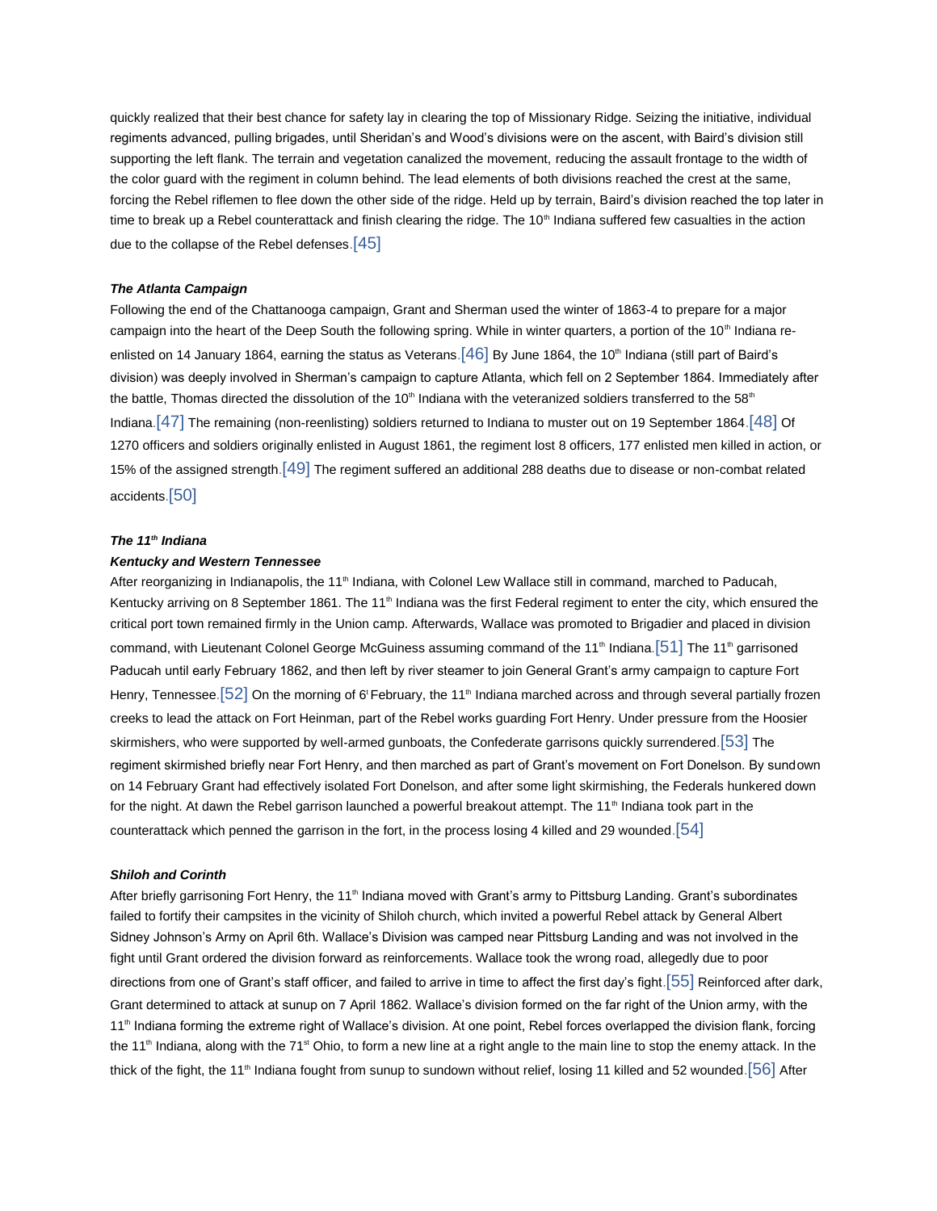quickly realized that their best chance for safety lay in clearing the top of Missionary Ridge. Seizing the initiative, individual regiments advanced, pulling brigades, until Sheridan's and Wood's divisions were on the ascent, with Baird's division still supporting the left flank. The terrain and vegetation canalized the movement, reducing the assault frontage to the width of the color guard with the regiment in column behind. The lead elements of both divisions reached the crest at the same, forcing the Rebel riflemen to flee down the other side of the ridge. Held up by terrain, Baird's division reached the top later in time to break up a Rebel counterattack and finish clearing the ridge. The 10th Indiana suffered few casualties in the action due to the collapse of the Rebel defenses.[45]

***The Atlanta Campaign***

Following the end of the Chattanooga campaign, Grant and Sherman used the winter of 1863-4 to prepare for a major campaign into the heart of the Deep South the following spring. While in winter quarters, a portion of the 10th Indiana re-enlisted on 14 January 1864, earning the status as Veterans.[46] By June 1864, the 10th Indiana (still part of Baird's division) was deeply involved in Sherman's campaign to capture Atlanta, which fell on 2 September 1864. Immediately after the battle, Thomas directed the dissolution of the 10th Indiana with the veteranized soldiers transferred to the 58th Indiana.[47] The remaining (non-reenlisting) soldiers returned to Indiana to muster out on 19 September 1864.[48] Of 1270 officers and soldiers originally enlisted in August 1861, the regiment lost 8 officers, 177 enlisted men killed in action, or 15% of the assigned strength.[49] The regiment suffered an additional 288 deaths due to disease or non-combat related accidents.[50]

***The 11th Indiana***

***Kentucky and Western Tennessee***

After reorganizing in Indianapolis, the 11th Indiana, with Colonel Lew Wallace still in command, marched to Paducah, Kentucky arriving on 8 September 1861. The 11th Indiana was the first Federal regiment to enter the city, which ensured the critical port town remained firmly in the Union camp. Afterwards, Wallace was promoted to Brigadier and placed in division command, with Lieutenant Colonel George McGuiness assuming command of the 11th Indiana.[51] The 11th garrisoned Paducah until early February 1862, and then left by river steamer to join General Grant's army campaign to capture Fort Henry, Tennessee.[52] On the morning of 6t February, the 11th Indiana marched across and through several partially frozen creeks to lead the attack on Fort Heinman, part of the Rebel works guarding Fort Henry. Under pressure from the Hoosier skirmishers, who were supported by well-armed gunboats, the Confederate garrisons quickly surrendered.[53] The regiment skirmished briefly near Fort Henry, and then marched as part of Grant's movement on Fort Donelson. By sundown on 14 February Grant had effectively isolated Fort Donelson, and after some light skirmishing, the Federals hunkered down for the night. At dawn the Rebel garrison launched a powerful breakout attempt. The 11th Indiana took part in the counterattack which penned the garrison in the fort, in the process losing 4 killed and 29 wounded.[54]

***Shiloh and Corinth***

After briefly garrisoning Fort Henry, the 11th Indiana moved with Grant's army to Pittsburg Landing. Grant's subordinates failed to fortify their campsites in the vicinity of Shiloh church, which invited a powerful Rebel attack by General Albert Sidney Johnson's Army on April 6th. Wallace's Division was camped near Pittsburg Landing and was not involved in the fight until Grant ordered the division forward as reinforcements. Wallace took the wrong road, allegedly due to poor directions from one of Grant's staff officer, and failed to arrive in time to affect the first day's fight.[55] Reinforced after dark, Grant determined to attack at sunup on 7 April 1862. Wallace's division formed on the far right of the Union army, with the 11th Indiana forming the extreme right of Wallace's division. At one point, Rebel forces overlapped the division flank, forcing the 11th Indiana, along with the 71st Ohio, to form a new line at a right angle to the main line to stop the enemy attack. In the thick of the fight, the 11th Indiana fought from sunup to sundown without relief, losing 11 killed and 52 wounded.[56] After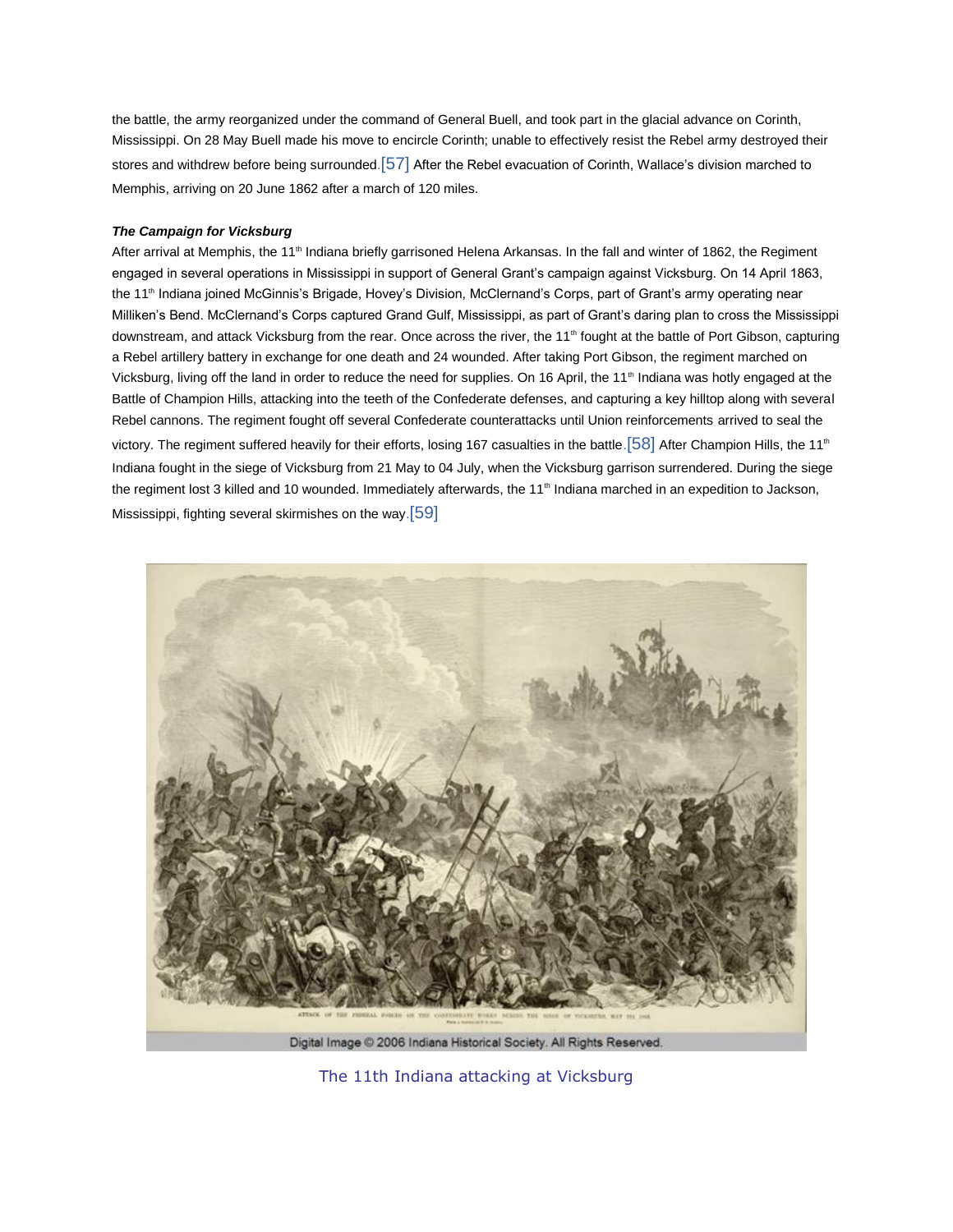the battle, the army reorganized under the command of General Buell, and took part in the glacial advance on Corinth, Mississippi. On 28 May Buell made his move to encircle Corinth; unable to effectively resist the Rebel army destroyed their stores and withdrew before being surrounded.[57] After the Rebel evacuation of Corinth, Wallace's division marched to Memphis, arriving on 20 June 1862 after a march of 120 miles.

***The Campaign for Vicksburg***

After arrival at Memphis, the 11th Indiana briefly garrisoned Helena Arkansas. In the fall and winter of 1862, the Regiment engaged in several operations in Mississippi in support of General Grant's campaign against Vicksburg. On 14 April 1863, the 11th Indiana joined McGinnis's Brigade, Hovey's Division, McClernand's Corps, part of Grant's army operating near Milliken's Bend. McClernand's Corps captured Grand Gulf, Mississippi, as part of Grant's daring plan to cross the Mississippi downstream, and attack Vicksburg from the rear. Once across the river, the 11th fought at the battle of Port Gibson, capturing a Rebel artillery battery in exchange for one death and 24 wounded. After taking Port Gibson, the regiment marched on Vicksburg, living off the land in order to reduce the need for supplies. On 16 April, the 11th Indiana was hotly engaged at the Battle of Champion Hills, attacking into the teeth of the Confederate defenses, and capturing a key hilltop along with several Rebel cannons. The regiment fought off several Confederate counterattacks until Union reinforcements arrived to seal the victory. The regiment suffered heavily for their efforts, losing 167 casualties in the battle.[58] After Champion Hills, the 11th Indiana fought in the siege of Vicksburg from 21 May to 04 July, when the Vicksburg garrison surrendered. During the siege the regiment lost 3 killed and 10 wounded. Immediately afterwards, the 11th Indiana marched in an expedition to Jackson, Mississippi, fighting several skirmishes on the way.[59]

Digital Image © 2006 Indiana Historical Society. All Rights Reserved.

The 11th Indiana attacking at Vicksburg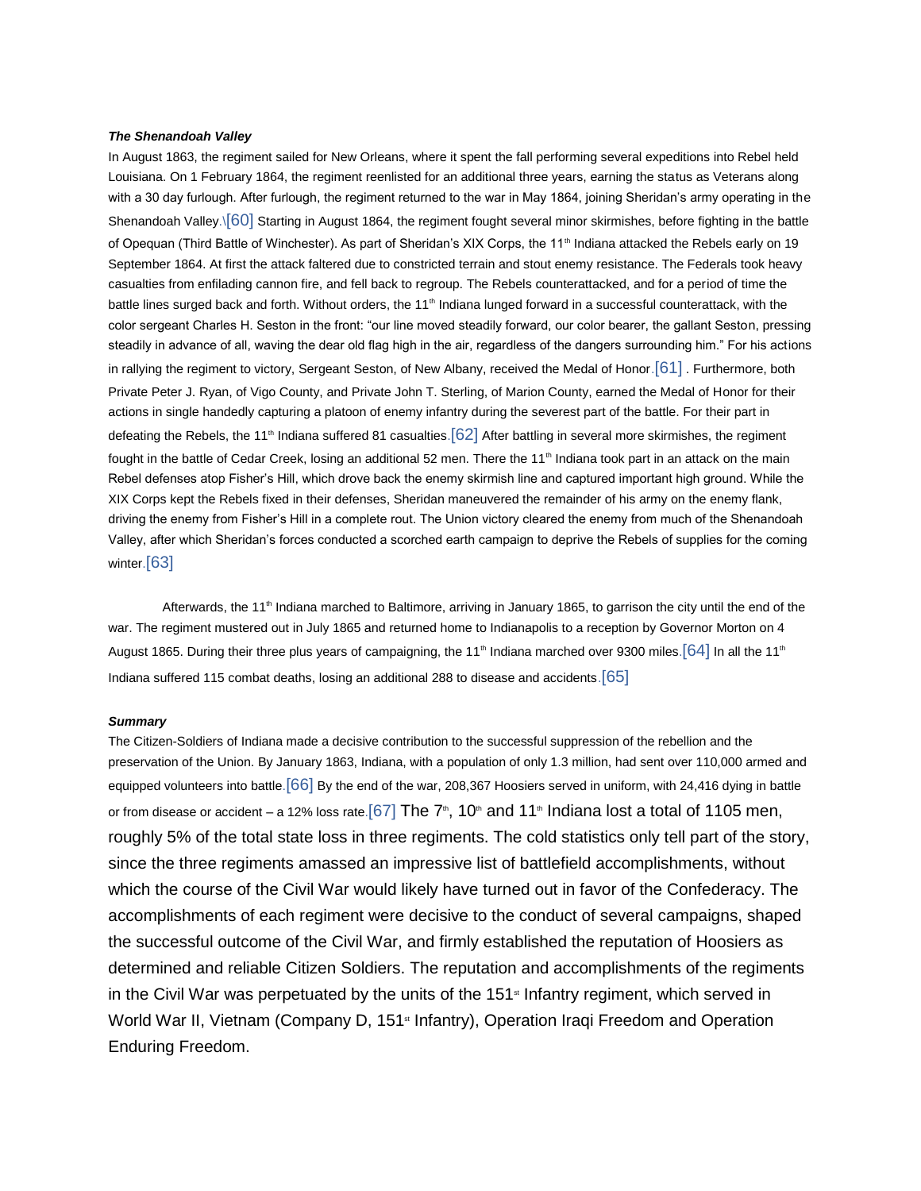***The Shenandoah Valley***

In August 1863, the regiment sailed for New Orleans, where it spent the fall performing several expeditions into Rebel held Louisiana. On 1 February 1864, the regiment reenlisted for an additional three years, earning the status as Veterans along with a 30 day furlough. After furlough, the regiment returned to the war in May 1864, joining Sheridan's army operating in the Shenandoah Valley.\[60] Starting in August 1864, the regiment fought several minor skirmishes, before fighting in the battle of Opequan (Third Battle of Winchester). As part of Sheridan's XIX Corps, the 11th Indiana attacked the Rebels early on 19 September 1864. At first the attack faltered due to constricted terrain and stout enemy resistance. The Federals took heavy casualties from enfilading cannon fire, and fell back to regroup. The Rebels counterattacked, and for a period of time the battle lines surged back and forth. Without orders, the 11th Indiana lunged forward in a successful counterattack, with the color sergeant Charles H. Seston in the front: "our line moved steadily forward, our color bearer, the gallant Seston, pressing steadily in advance of all, waving the dear old flag high in the air, regardless of the dangers surrounding him." For his actions in rallying the regiment to victory, Sergeant Seston, of New Albany, received the Medal of Honor.[61] . Furthermore, both Private Peter J. Ryan, of Vigo County, and Private John T. Sterling, of Marion County, earned the Medal of Honor for their actions in single handedly capturing a platoon of enemy infantry during the severest part of the battle. For their part in defeating the Rebels, the 11th Indiana suffered 81 casualties.[62] After battling in several more skirmishes, the regiment fought in the battle of Cedar Creek, losing an additional 52 men. There the 11th Indiana took part in an attack on the main Rebel defenses atop Fisher's Hill, which drove back the enemy skirmish line and captured important high ground. While the XIX Corps kept the Rebels fixed in their defenses, Sheridan maneuvered the remainder of his army on the enemy flank, driving the enemy from Fisher's Hill in a complete rout. The Union victory cleared the enemy from much of the Shenandoah Valley, after which Sheridan's forces conducted a scorched earth campaign to deprive the Rebels of supplies for the coming winter.[63]

Afterwards, the 11th Indiana marched to Baltimore, arriving in January 1865, to garrison the city until the end of the war. The regiment mustered out in July 1865 and returned home to Indianapolis to a reception by Governor Morton on 4 August 1865. During their three plus years of campaigning, the 11th Indiana marched over 9300 miles.[64] In all the 11th Indiana suffered 115 combat deaths, losing an additional 288 to disease and accidents.[65]

***Summary***

The Citizen-Soldiers of Indiana made a decisive contribution to the successful suppression of the rebellion and the preservation of the Union. By January 1863, Indiana, with a population of only 1.3 million, had sent over 110,000 armed and equipped volunteers into battle.[66] By the end of the war, 208,367 Hoosiers served in uniform, with 24,416 dying in battle or from disease or accident – a 12% loss rate.[67] The 7th, 10th and 11th Indiana lost a total of 1105 men, roughly 5% of the total state loss in three regiments. The cold statistics only tell part of the story, since the three regiments amassed an impressive list of battlefield accomplishments, without which the course of the Civil War would likely have turned out in favor of the Confederacy. The accomplishments of each regiment were decisive to the conduct of several campaigns, shaped the successful outcome of the Civil War, and firmly established the reputation of Hoosiers as determined and reliable Citizen Soldiers. The reputation and accomplishments of the regiments in the Civil War was perpetuated by the units of the 151st Infantry regiment, which served in World War II, Vietnam (Company D, 151st Infantry), Operation Iraqi Freedom and Operation Enduring Freedom.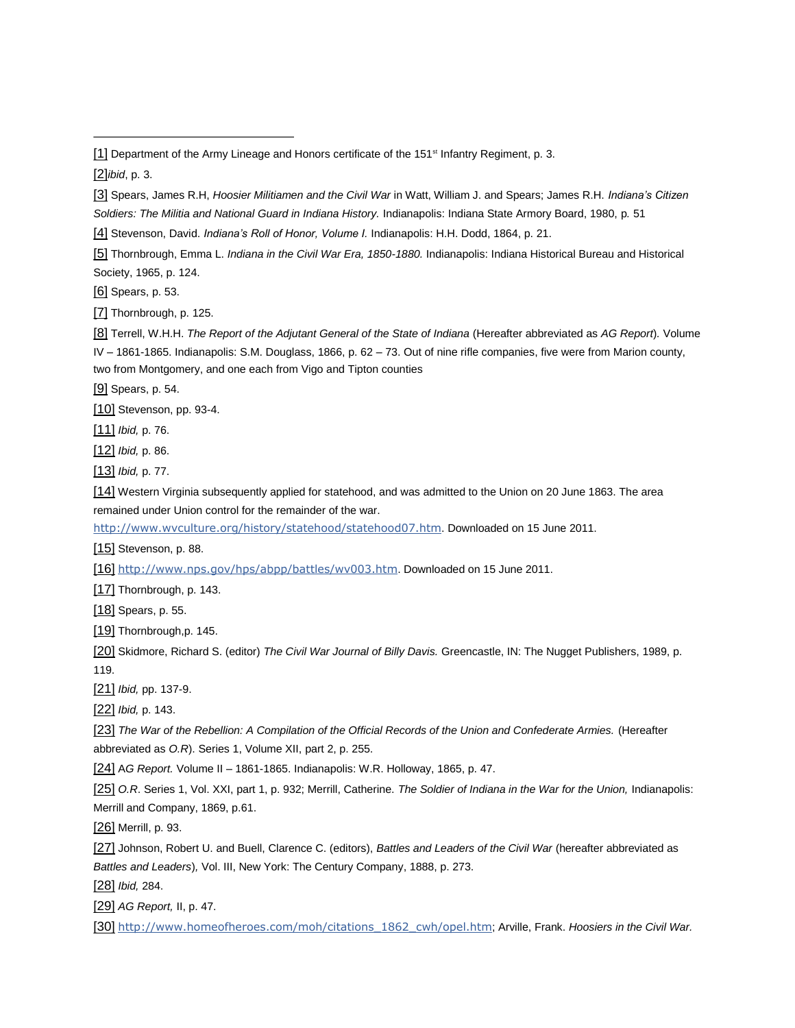---

[1] Department of the Army Lineage and Honors certificate of the 151st Infantry Regiment, p. 3.

[2]*ibid*, p. 3.

[3] Spears, James R.H, *Hoosier Militiamen and the Civil War* in Watt, William J. and Spears; James R.H. *Indiana's Citizen Soldiers: The Militia and National Guard in Indiana History.* Indianapolis: Indiana State Armory Board, 1980, p. 51

[4] Stevenson, David. *Indiana's Roll of Honor, Volume I.* Indianapolis: H.H. Dodd, 1864, p. 21.

[5] Thornbrough, Emma L. *Indiana in the Civil War Era, 1850-1880.* Indianapolis: Indiana Historical Bureau and Historical Society, 1965, p. 124.

[6] Spears, p. 53.

[7] Thornbrough, p. 125.

[8] Terrell, W.H.H. *The Report of the Adjutant General of the State of Indiana* (Hereafter abbreviated as *AG Report*). Volume IV – 1861-1865. Indianapolis: S.M. Douglass, 1866, p. 62 – 73. Out of nine rifle companies, five were from Marion county, two from Montgomery, and one each from Vigo and Tipton counties

[9] Spears, p. 54.

[10] Stevenson, pp. 93-4.

[11] *Ibid,* p. 76.

[12] *Ibid,* p. 86.

[13] *Ibid,* p. 77.

[14] Western Virginia subsequently applied for statehood, and was admitted to the Union on 20 June 1863. The area remained under Union control for the remainder of the war. http://www.wvculture.org/history/statehood/statehood07.htm. Downloaded on 15 June 2011.

[15] Stevenson, p. 88.

[16] http://www.nps.gov/hps/abpp/battles/wv003.htm. Downloaded on 15 June 2011.

[17] Thornbrough, p. 143.

[18] Spears, p. 55.

[19] Thornbrough,p. 145.

[20] Skidmore, Richard S. (editor) *The Civil War Journal of Billy Davis.* Greencastle, IN: The Nugget Publishers, 1989, p. 119.

[21] *Ibid,* pp. 137-9.

[22] *Ibid,* p. 143.

[23] *The War of the Rebellion: A Compilation of the Official Records of the Union and Confederate Armies.* (Hereafter abbreviated as *O.R*). Series 1, Volume XII, part 2, p. 255.

[24] A*G Report.* Volume II – 1861-1865. Indianapolis: W.R. Holloway, 1865, p. 47.

[25] *O.R*. Series 1, Vol. XXI, part 1, p. 932; Merrill, Catherine. *The Soldier of Indiana in the War for the Union,* Indianapolis: Merrill and Company, 1869, p.61.

[26] Merrill, p. 93.

[27] Johnson, Robert U. and Buell, Clarence C. (editors), *Battles and Leaders of the Civil War* (hereafter abbreviated as *Battles and Leaders*)*,* Vol. III, New York: The Century Company, 1888, p. 273.

[28] *Ibid,* 284.

[29] *AG Report,* II, p. 47.

[30] http://www.homeofheroes.com/moh/citations_1862_cwh/opel.htm; Arville, Frank. *Hoosiers in the Civil War.*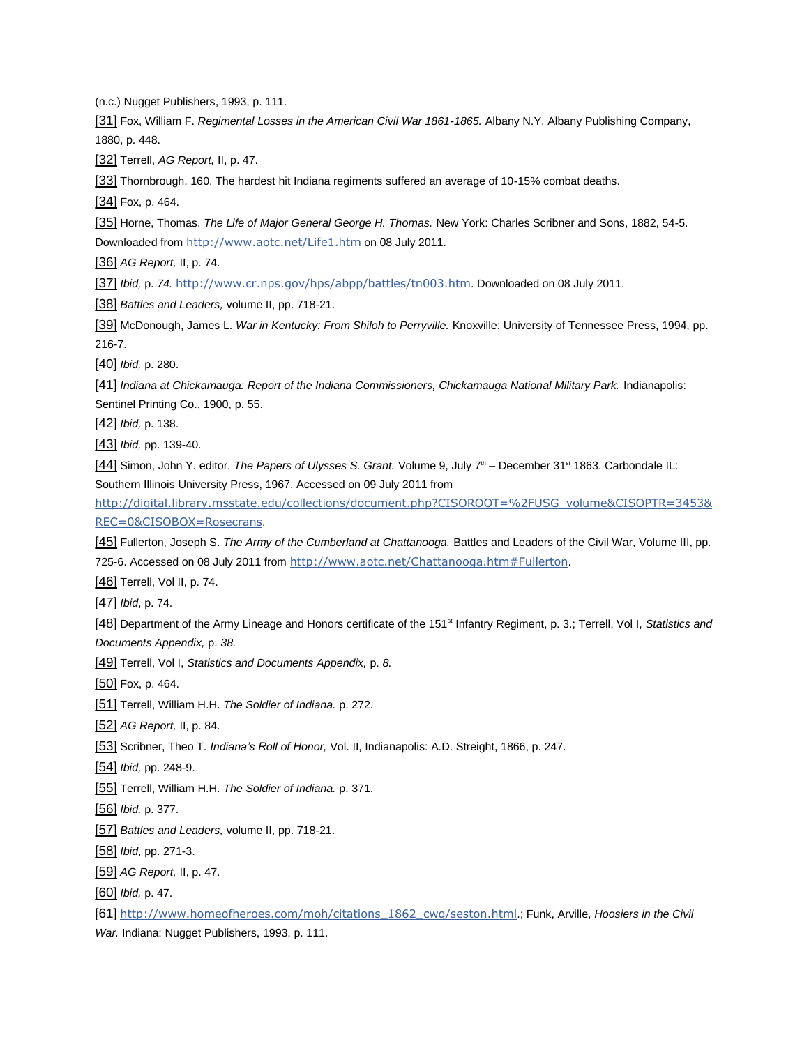(n.c.) Nugget Publishers, 1993, p. 111.

[31] Fox, William F. *Regimental Losses in the American Civil War 1861-1865.* Albany N.Y. Albany Publishing Company, 1880, p. 448.

[32] Terrell, *AG Report,* II, p. 47.

[33] Thornbrough, 160. The hardest hit Indiana regiments suffered an average of 10-15% combat deaths.

[34] Fox, p. 464.

[35] Horne, Thomas. *The Life of Major General George H. Thomas.* New York: Charles Scribner and Sons, 1882, 54-5. Downloaded from http://www.aotc.net/Life1.htm on 08 July 2011.

[36] *AG Report,* II, p. 74.

[37] *Ibid,* p. *74.* http://www.cr.nps.gov/hps/abpp/battles/tn003.htm. Downloaded on 08 July 2011.

[38] *Battles and Leaders,* volume II, pp. 718-21.

[39] McDonough, James L. *War in Kentucky: From Shiloh to Perryville.* Knoxville: University of Tennessee Press, 1994, pp. 216-7.

[40] *Ibid,* p. 280.

[41] *Indiana at Chickamauga: Report of the Indiana Commissioners, Chickamauga National Military Park.* Indianapolis: Sentinel Printing Co., 1900, p. 55.

[42] *Ibid,* p. 138.

[43] *Ibid,* pp. 139-40.

[44] Simon, John Y. editor. *The Papers of Ulysses S. Grant.* Volume 9, July 7th – December 31st 1863. Carbondale IL: Southern Illinois University Press, 1967. Accessed on 09 July 2011 from http://digital.library.msstate.edu/collections/document.php?CISOROOT=%2FUSG_volume&CISOPTR=3453&REC=0&CISOBOX=Rosecrans.

[45] Fullerton, Joseph S. *The Army of the Cumberland at Chattanooga.* Battles and Leaders of the Civil War, Volume III, pp. 725-6. Accessed on 08 July 2011 from http://www.aotc.net/Chattanooga.htm#Fullerton.

[46] Terrell, Vol II, p. 74.

[47] *Ibid*, p. 74.

[48] Department of the Army Lineage and Honors certificate of the 151st Infantry Regiment, p. 3.; Terrell, Vol I, *Statistics and Documents Appendix,* p. *38.*

[49] Terrell, Vol I, *Statistics and Documents Appendix,* p. *8.*

[50] Fox, p. 464.

[51] Terrell, William H.H. *The Soldier of Indiana.* p. 272.

[52] *AG Report,* II, p. 84.

[53] Scribner, Theo T. *Indiana's Roll of Honor,* Vol. II, Indianapolis: A.D. Streight, 1866, p. 247.

[54] *Ibid,* pp. 248-9.

[55] Terrell, William H.H. *The Soldier of Indiana.* p. 371.

[56] *Ibid,* p. 377.

[57] *Battles and Leaders,* volume II, pp. 718-21.

[58] *Ibid*, pp. 271-3.

[59] *AG Report,* II, p. 47.

[60] *Ibid,* p. 47.

[61] http://www.homeofheroes.com/moh/citations_1862_cwq/seston.html.; Funk, Arville, *Hoosiers in the Civil War.* Indiana: Nugget Publishers, 1993, p. 111.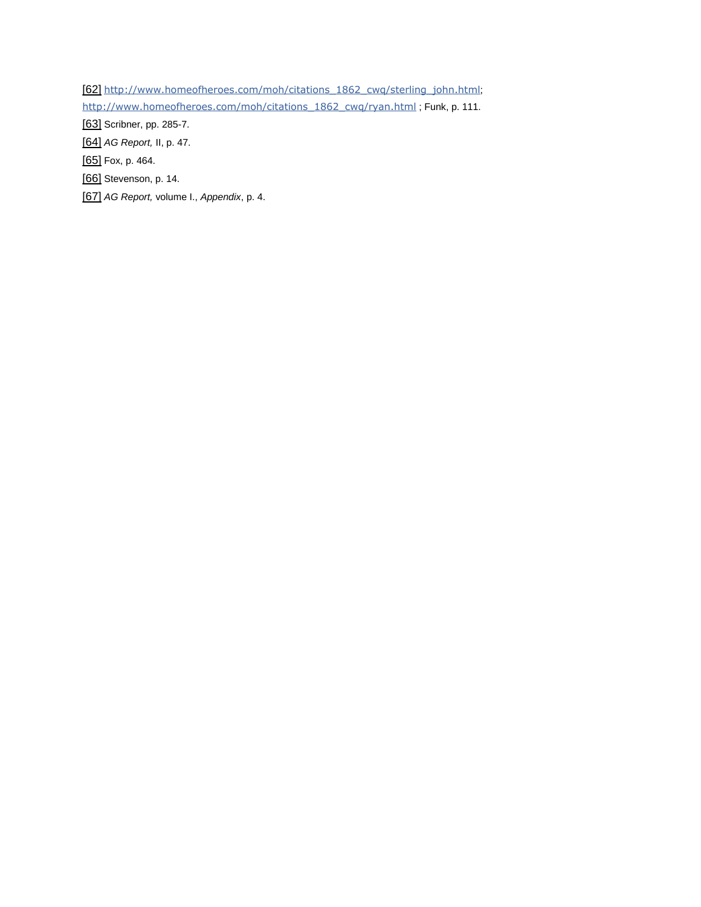[62] http://www.homeofheroes.com/moh/citations_1862_cwq/sterling_john.html; http://www.homeofheroes.com/moh/citations_1862_cwq/ryan.html ; Funk, p. 111.

[63] Scribner, pp. 285-7.

[64] *AG Report,* II, p. 47.

[65] Fox, p. 464.

[66] Stevenson, p. 14.

[67] *AG Report,* volume I., *Appendix*, p. 4.